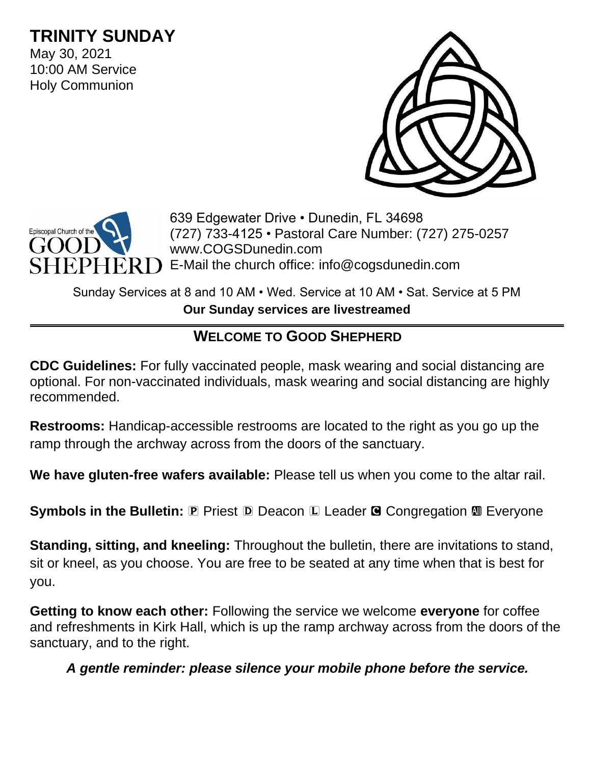# TRINITY SUNDAY

May 30, 2021
10:00 AM Service
Holy Communion

Episcopal Church of the GOOD SHEPHERD

639 Edgewater Drive • Dunedin, FL 34698
(727) 733-4125 • Pastoral Care Number: (727) 275-0257
www.COGSDunedin.com
E-Mail the church office: info@cogsdunedin.com

Sunday Services at 8 and 10 AM • Wed. Service at 10 AM • Sat. Service at 5 PM
**Our Sunday services are livestreamed**

## WELCOME TO GOOD SHEPHERD

**CDC Guidelines:** For fully vaccinated people, mask wearing and social distancing are optional. For non-vaccinated individuals, mask wearing and social distancing are highly recommended.

**Restrooms:** Handicap-accessible restrooms are located to the right as you go up the ramp through the archway across from the doors of the sanctuary.

**We have gluten-free wafers available:** Please tell us when you come to the altar rail.

**Symbols in the Bulletin:** Ⓟ Priest Ⓓ Deacon Ⓛ Leader Ⓒ Congregation Ⓐ Everyone

**Standing, sitting, and kneeling:** Throughout the bulletin, there are invitations to stand, sit or kneel, as you choose. You are free to be seated at any time when that is best for you.

**Getting to know each other:** Following the service we welcome **everyone** for coffee and refreshments in Kirk Hall, which is up the ramp archway across from the doors of the sanctuary, and to the right.

***A gentle reminder: please silence your mobile phone before the service.***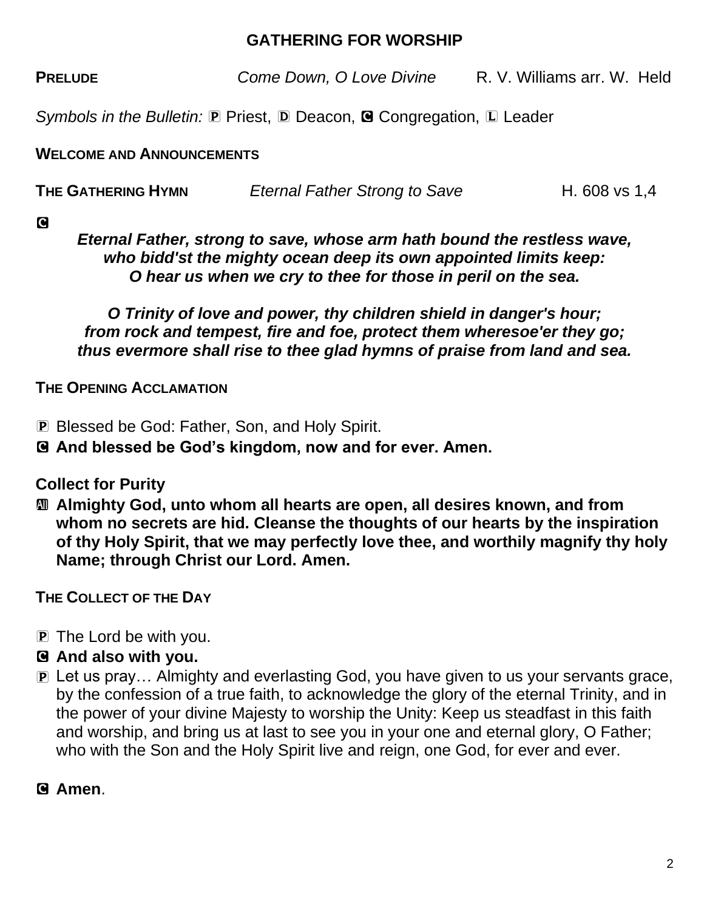## GATHERING FOR WORSHIP

**PRELUDE** *Come Down, O Love Divine* R. V. Williams arr. W. Held

*Symbols in the Bulletin:* ℗ Priest, Ⓓ Deacon, Ⓒ Congregation, Ⓛ Leader

**WELCOME AND ANNOUNCEMENTS**

**THE GATHERING HYMN** *Eternal Father Strong to Save* H. 608 vs 1,4

Ⓒ

***Eternal Father, strong to save, whose arm hath bound the restless wave, who bidd'st the mighty ocean deep its own appointed limits keep: O hear us when we cry to thee for those in peril on the sea.***

***O Trinity of love and power, thy children shield in danger's hour; from rock and tempest, fire and foe, protect them wheresoe'er they go; thus evermore shall rise to thee glad hymns of praise from land and sea.***

**THE OPENING ACCLAMATION**

℗ Blessed be God: Father, Son, and Holy Spirit.

Ⓒ **And blessed be God's kingdom, now and for ever. Amen.**

**Collect for Purity**

Ⓐ **Almighty God, unto whom all hearts are open, all desires known, and from whom no secrets are hid. Cleanse the thoughts of our hearts by the inspiration of thy Holy Spirit, that we may perfectly love thee, and worthily magnify thy holy Name; through Christ our Lord. Amen.**

**THE COLLECT OF THE DAY**

℗ The Lord be with you.

Ⓒ **And also with you.**

℗ Let us pray… Almighty and everlasting God, you have given to us your servants grace, by the confession of a true faith, to acknowledge the glory of the eternal Trinity, and in the power of your divine Majesty to worship the Unity: Keep us steadfast in this faith and worship, and bring us at last to see you in your one and eternal glory, O Father; who with the Son and the Holy Spirit live and reign, one God, for ever and ever.

Ⓒ **Amen**.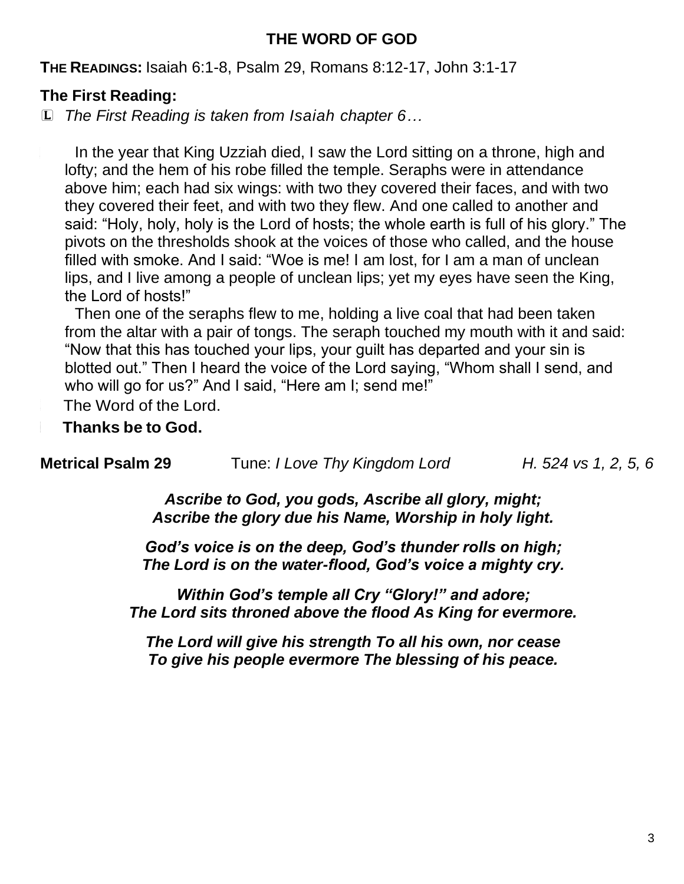## THE WORD OF GOD

**THE READINGS:** Isaiah 6:1-8, Psalm 29, Romans 8:12-17, John 3:1-17

### The First Reading:

L *The First Reading is taken from Isaiah chapter 6…*

In the year that King Uzziah died, I saw the Lord sitting on a throne, high and lofty; and the hem of his robe filled the temple. Seraphs were in attendance above him; each had six wings: with two they covered their faces, and with two they covered their feet, and with two they flew. And one called to another and said: "Holy, holy, holy is the Lord of hosts; the whole earth is full of his glory." The pivots on the thresholds shook at the voices of those who called, and the house filled with smoke. And I said: "Woe is me! I am lost, for I am a man of unclean lips, and I live among a people of unclean lips; yet my eyes have seen the King, the Lord of hosts!"

Then one of the seraphs flew to me, holding a live coal that had been taken from the altar with a pair of tongs. The seraph touched my mouth with it and said: "Now that this has touched your lips, your guilt has departed and your sin is blotted out." Then I heard the voice of the Lord saying, "Whom shall I send, and who will go for us?" And I said, "Here am I; send me!"

The Word of the Lord.

**Thanks be to God.**

**Metrical Psalm 29** Tune: *I Love Thy Kingdom Lord* *H. 524 vs 1, 2, 5, 6*

***Ascribe to God, you gods, Ascribe all glory, might;***
***Ascribe the glory due his Name, Worship in holy light.***

***God's voice is on the deep, God's thunder rolls on high;***
***The Lord is on the water-flood, God's voice a mighty cry.***

***Within God's temple all Cry "Glory!" and adore;***
***The Lord sits throned above the flood As King for evermore.***

***The Lord will give his strength To all his own, nor cease***
***To give his people evermore The blessing of his peace.***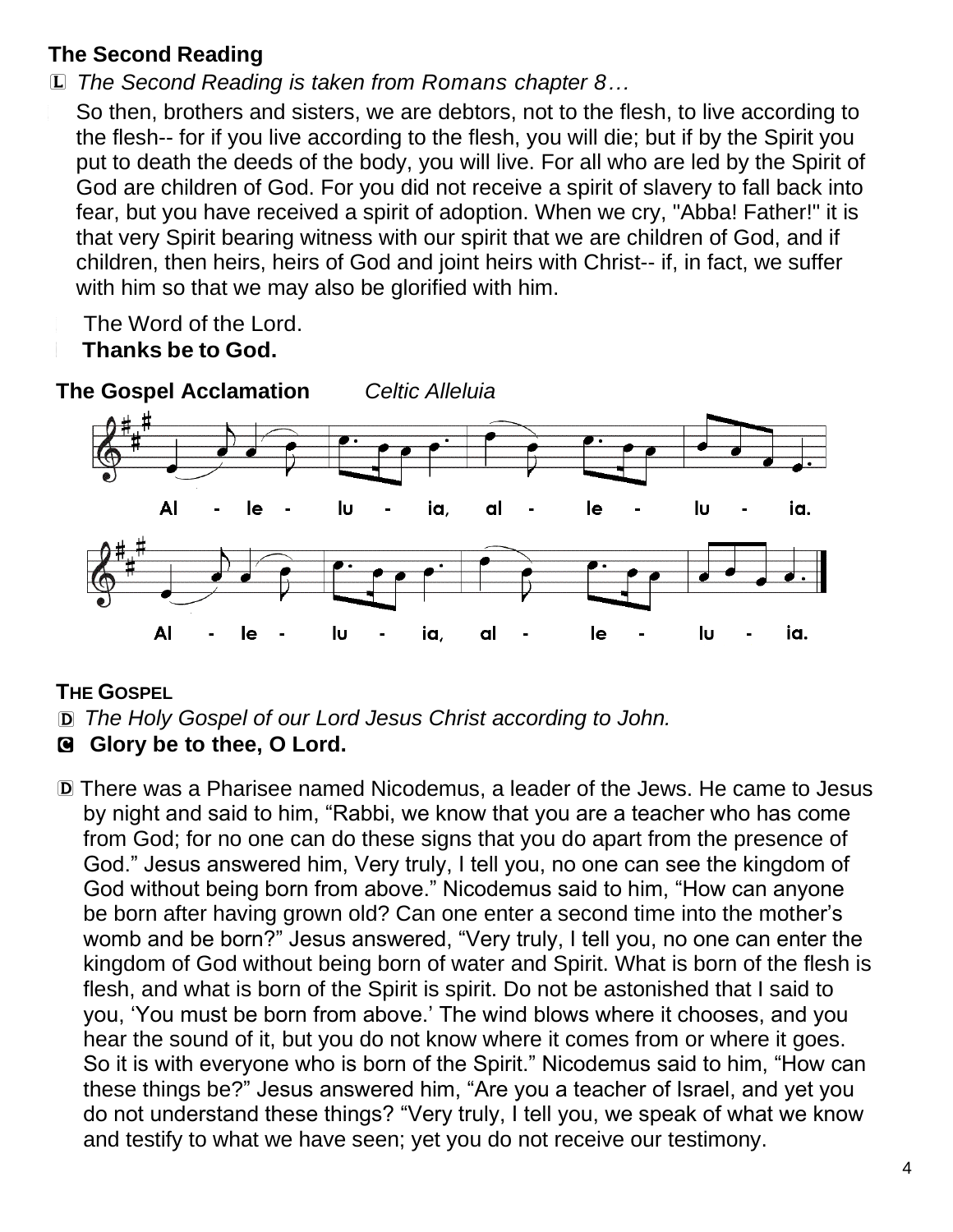**The Second Reading**

L *The Second Reading is taken from Romans chapter 8…*

So then, brothers and sisters, we are debtors, not to the flesh, to live according to the flesh-- for if you live according to the flesh, you will die; but if by the Spirit you put to death the deeds of the body, you will live. For all who are led by the Spirit of God are children of God. For you did not receive a spirit of slavery to fall back into fear, but you have received a spirit of adoption. When we cry, "Abba! Father!" it is that very Spirit bearing witness with our spirit that we are children of God, and if children, then heirs, heirs of God and joint heirs with Christ-- if, in fact, we suffer with him so that we may also be glorified with him.

The Word of the Lord.
**Thanks be to God.**

**The Gospel Acclamation** *Celtic Alleluia*

Al - le - lu - ia, al - le - lu - ia.

Al - le - lu - ia, al - le - lu - ia.

**THE GOSPEL**

D *The Holy Gospel of our Lord Jesus Christ according to John.*

C **Glory be to thee, O Lord.**

D There was a Pharisee named Nicodemus, a leader of the Jews. He came to Jesus by night and said to him, "Rabbi, we know that you are a teacher who has come from God; for no one can do these signs that you do apart from the presence of God." Jesus answered him, Very truly, I tell you, no one can see the kingdom of God without being born from above." Nicodemus said to him, "How can anyone be born after having grown old? Can one enter a second time into the mother's womb and be born?" Jesus answered, "Very truly, I tell you, no one can enter the kingdom of God without being born of water and Spirit. What is born of the flesh is flesh, and what is born of the Spirit is spirit. Do not be astonished that I said to you, 'You must be born from above.' The wind blows where it chooses, and you hear the sound of it, but you do not know where it comes from or where it goes. So it is with everyone who is born of the Spirit." Nicodemus said to him, "How can these things be?" Jesus answered him, "Are you a teacher of Israel, and yet you do not understand these things? "Very truly, I tell you, we speak of what we know and testify to what we have seen; yet you do not receive our testimony.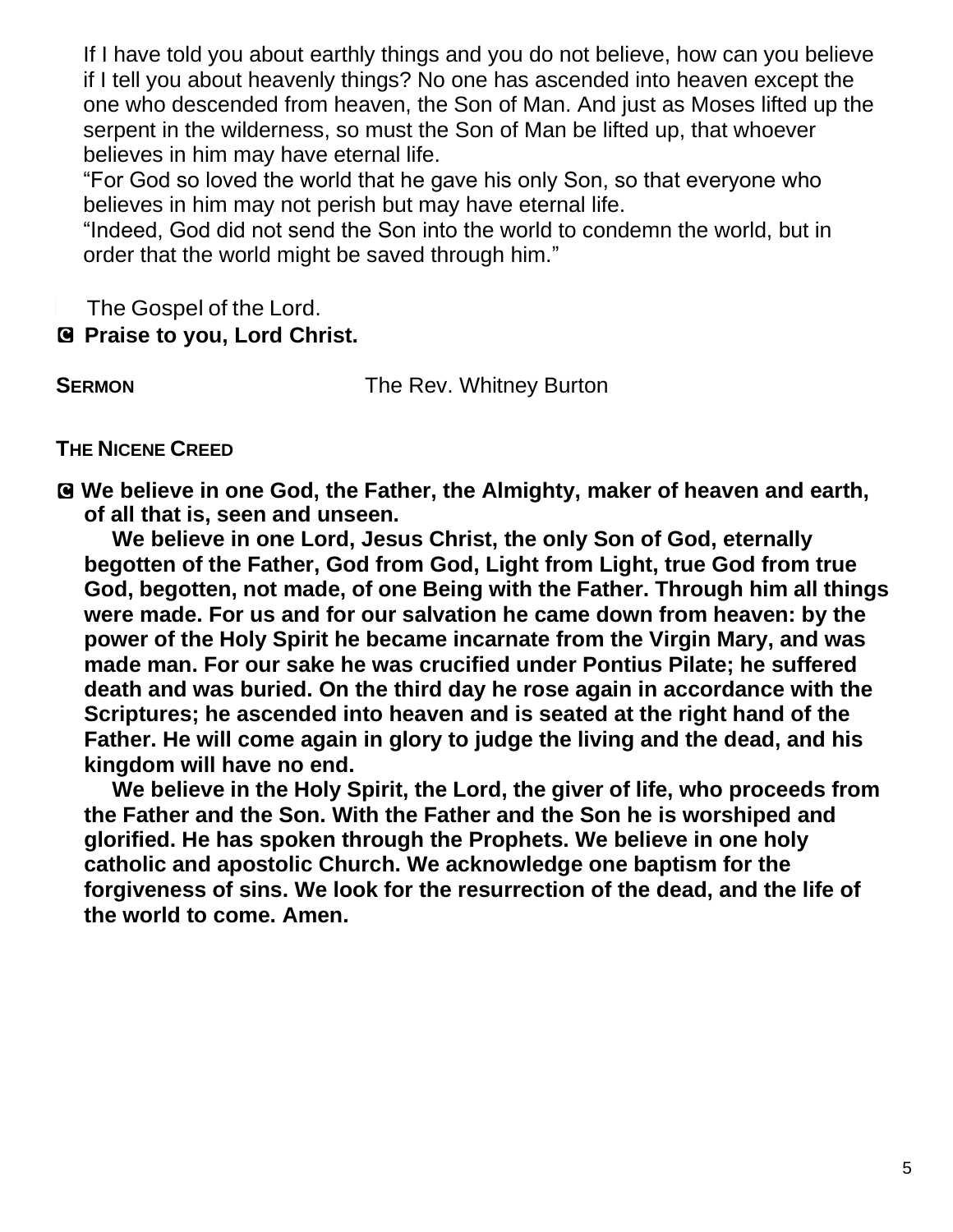If I have told you about earthly things and you do not believe, how can you believe if I tell you about heavenly things? No one has ascended into heaven except the one who descended from heaven, the Son of Man. And just as Moses lifted up the serpent in the wilderness, so must the Son of Man be lifted up, that whoever believes in him may have eternal life.

"For God so loved the world that he gave his only Son, so that everyone who believes in him may not perish but may have eternal life.

"Indeed, God did not send the Son into the world to condemn the world, but in order that the world might be saved through him."

The Gospel of the Lord.

**C Praise to you, Lord Christ.**

**SERMON** The Rev. Whitney Burton

**THE NICENE CREED**

**C We believe in one God, the Father, the Almighty, maker of heaven and earth, of all that is, seen and unseen.**

**We believe in one Lord, Jesus Christ, the only Son of God, eternally begotten of the Father, God from God, Light from Light, true God from true God, begotten, not made, of one Being with the Father. Through him all things were made. For us and for our salvation he came down from heaven: by the power of the Holy Spirit he became incarnate from the Virgin Mary, and was made man. For our sake he was crucified under Pontius Pilate; he suffered death and was buried. On the third day he rose again in accordance with the Scriptures; he ascended into heaven and is seated at the right hand of the Father. He will come again in glory to judge the living and the dead, and his kingdom will have no end.**

**We believe in the Holy Spirit, the Lord, the giver of life, who proceeds from the Father and the Son. With the Father and the Son he is worshiped and glorified. He has spoken through the Prophets. We believe in one holy catholic and apostolic Church. We acknowledge one baptism for the forgiveness of sins. We look for the resurrection of the dead, and the life of the world to come. Amen.**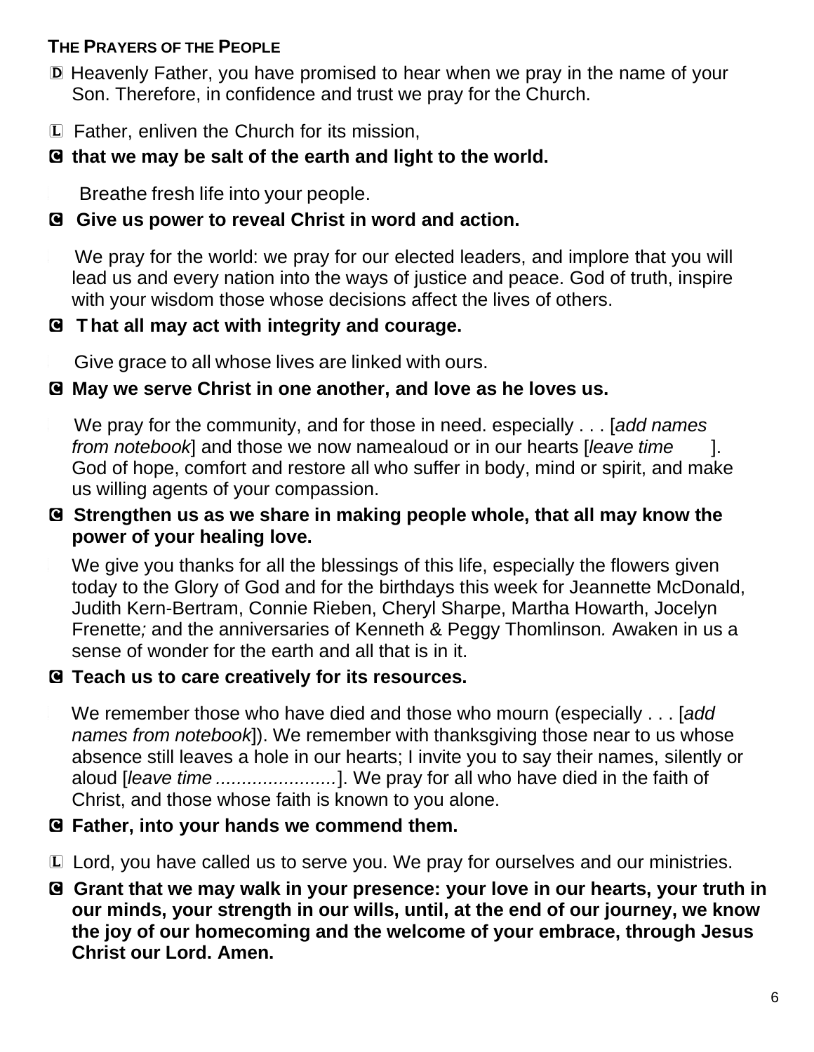**The Prayers of the People**

D Heavenly Father, you have promised to hear when we pray in the name of your Son. Therefore, in confidence and trust we pray for the Church.

L Father, enliven the Church for its mission,

**C that we may be salt of the earth and light to the world.**

Breathe fresh life into your people.

**C Give us power to reveal Christ in word and action.**

We pray for the world: we pray for our elected leaders, and implore that you will lead us and every nation into the ways of justice and peace. God of truth, inspire with your wisdom those whose decisions affect the lives of others.

**C That all may act with integrity and courage.**

Give grace to all whose lives are linked with ours.

**C May we serve Christ in one another, and love as he loves us.**

We pray for the community, and for those in need. especially . . . [*add names from notebook*] and those we now namealoud or in our hearts [*leave time* ]. God of hope, comfort and restore all who suffer in body, mind or spirit, and make us willing agents of your compassion.

**C Strengthen us as we share in making people whole, that all may know the power of your healing love.**

We give you thanks for all the blessings of this life, especially the flowers given today to the Glory of God and for the birthdays this week for Jeannette McDonald, Judith Kern-Bertram, Connie Rieben, Cheryl Sharpe, Martha Howarth, Jocelyn Frenette*;* and the anniversaries of Kenneth & Peggy Thomlinson*.* Awaken in us a sense of wonder for the earth and all that is in it.

**C Teach us to care creatively for its resources.**

We remember those who have died and those who mourn (especially . . . [*add names from notebook*]). We remember with thanksgiving those near to us whose absence still leaves a hole in our hearts; I invite you to say their names, silently or aloud [*leave time .......................*]. We pray for all who have died in the faith of Christ, and those whose faith is known to you alone.

**C Father, into your hands we commend them.**

L Lord, you have called us to serve you. We pray for ourselves and our ministries.

**C Grant that we may walk in your presence: your love in our hearts, your truth in our minds, your strength in our wills, until, at the end of our journey, we know the joy of our homecoming and the welcome of your embrace, through Jesus Christ our Lord. Amen.**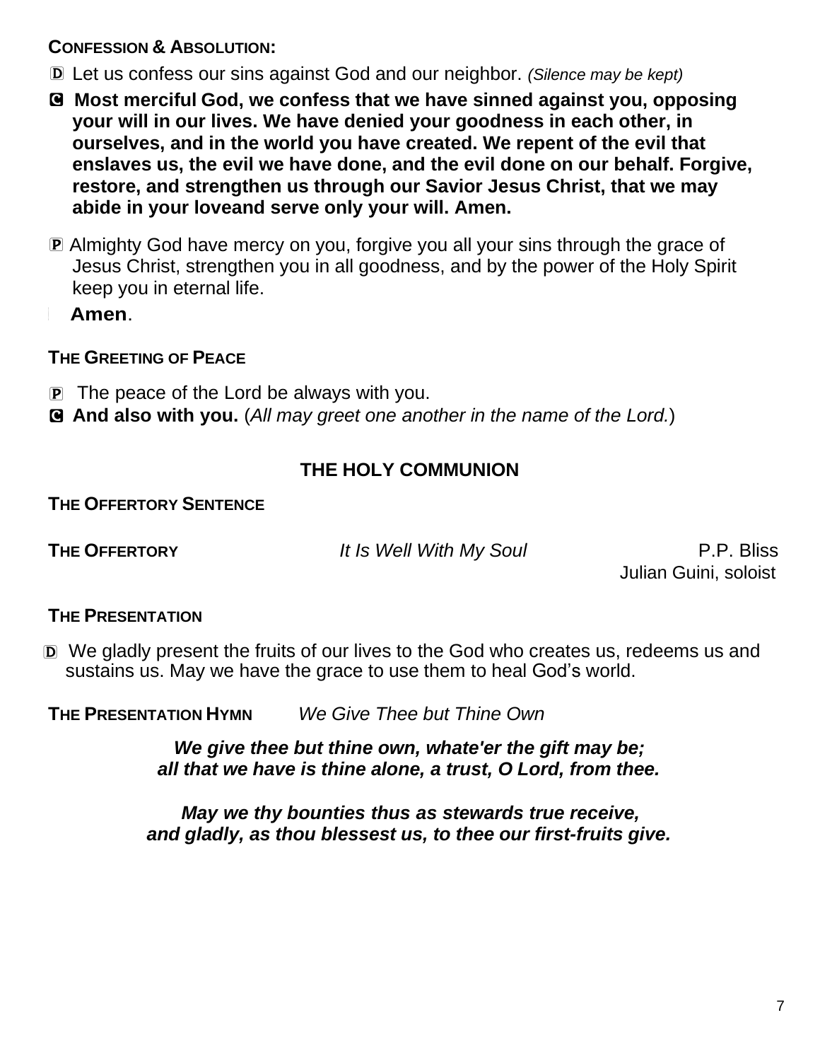**CONFESSION & ABSOLUTION:**

D Let us confess our sins against God and our neighbor. *(Silence may be kept)*

**C Most merciful God, we confess that we have sinned against you, opposing your will in our lives. We have denied your goodness in each other, in ourselves, and in the world you have created. We repent of the evil that enslaves us, the evil we have done, and the evil done on our behalf. Forgive, restore, and strengthen us through our Savior Jesus Christ, that we may abide in your loveand serve only your will. Amen.**

P Almighty God have mercy on you, forgive you all your sins through the grace of Jesus Christ, strengthen you in all goodness, and by the power of the Holy Spirit keep you in eternal life.

**Amen**.

**THE GREETING OF PEACE**

P The peace of the Lord be always with you.

**C And also with you.** (*All may greet one another in the name of the Lord.*)

## THE HOLY COMMUNION

**THE OFFERTORY SENTENCE**

**THE OFFERTORY** *It Is Well With My Soul* P.P. Bliss
Julian Guini, soloist

**THE PRESENTATION**

D We gladly present the fruits of our lives to the God who creates us, redeems us and sustains us. May we have the grace to use them to heal God's world.

**THE PRESENTATION HYMN** *We Give Thee but Thine Own*

***We give thee but thine own, whate'er the gift may be;***
***all that we have is thine alone, a trust, O Lord, from thee.***

***May we thy bounties thus as stewards true receive,***
***and gladly, as thou blessest us, to thee our first-fruits give.***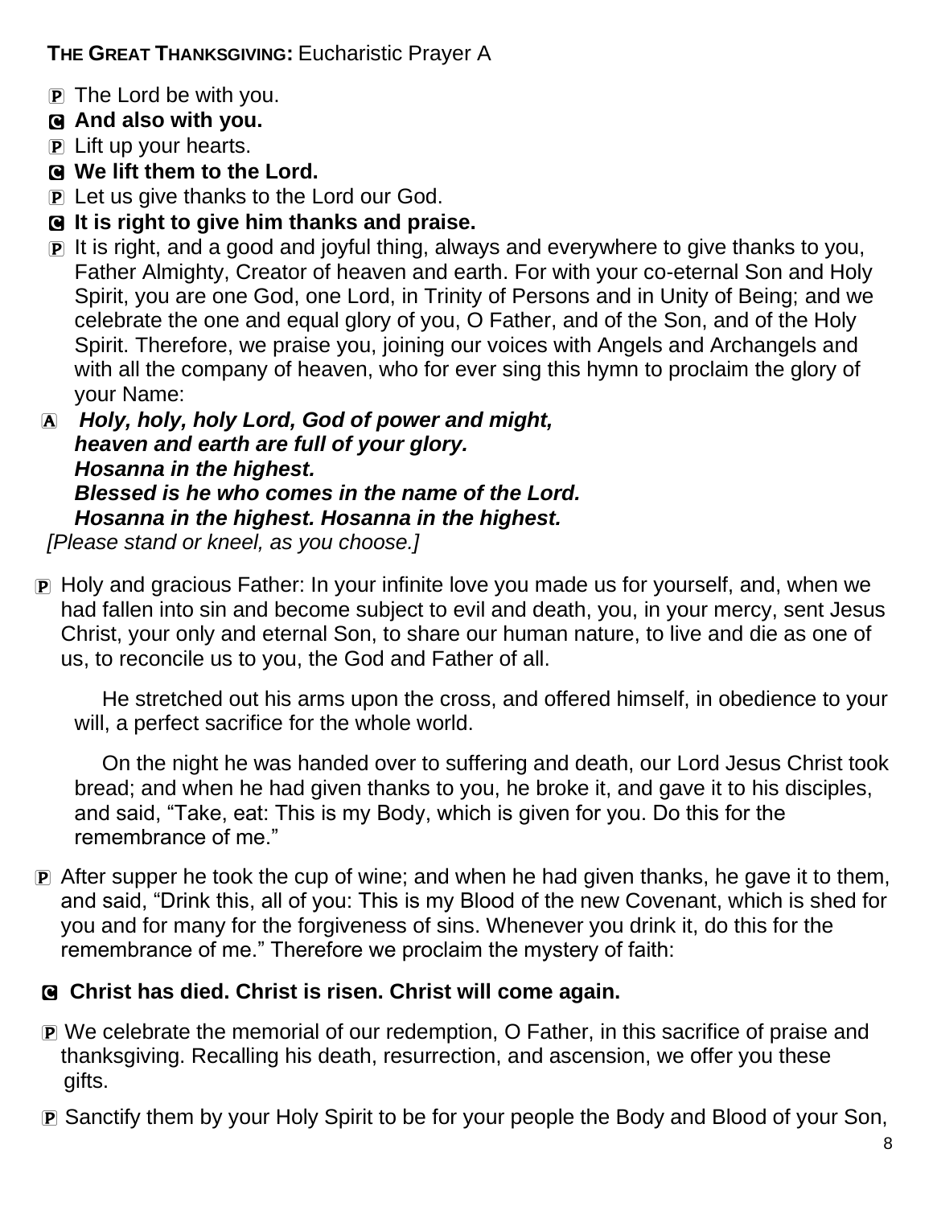**THE GREAT THANKSGIVING:** Eucharistic Prayer A

Ⓟ The Lord be with you.

Ⓒ **And also with you.**

Ⓟ Lift up your hearts.

Ⓒ **We lift them to the Lord.**

Ⓟ Let us give thanks to the Lord our God.

Ⓒ **It is right to give him thanks and praise.**

Ⓟ It is right, and a good and joyful thing, always and everywhere to give thanks to you, Father Almighty, Creator of heaven and earth. For with your co-eternal Son and Holy Spirit, you are one God, one Lord, in Trinity of Persons and in Unity of Being; and we celebrate the one and equal glory of you, O Father, and of the Son, and of the Holy Spirit. Therefore, we praise you, joining our voices with Angels and Archangels and with all the company of heaven, who for ever sing this hymn to proclaim the glory of your Name:

Ⓐ ***Holy, holy, holy Lord, God of power and might,***
***heaven and earth are full of your glory.***
***Hosanna in the highest.***
***Blessed is he who comes in the name of the Lord.***
***Hosanna in the highest. Hosanna in the highest.***

*[Please stand or kneel, as you choose.]*

Ⓟ Holy and gracious Father: In your infinite love you made us for yourself, and, when we had fallen into sin and become subject to evil and death, you, in your mercy, sent Jesus Christ, your only and eternal Son, to share our human nature, to live and die as one of us, to reconcile us to you, the God and Father of all.

He stretched out his arms upon the cross, and offered himself, in obedience to your will, a perfect sacrifice for the whole world.

On the night he was handed over to suffering and death, our Lord Jesus Christ took bread; and when he had given thanks to you, he broke it, and gave it to his disciples, and said, "Take, eat: This is my Body, which is given for you. Do this for the remembrance of me."

Ⓟ After supper he took the cup of wine; and when he had given thanks, he gave it to them, and said, "Drink this, all of you: This is my Blood of the new Covenant, which is shed for you and for many for the forgiveness of sins. Whenever you drink it, do this for the remembrance of me." Therefore we proclaim the mystery of faith:

Ⓒ **Christ has died. Christ is risen. Christ will come again.**

Ⓟ We celebrate the memorial of our redemption, O Father, in this sacrifice of praise and thanksgiving. Recalling his death, resurrection, and ascension, we offer you these gifts.

Ⓟ Sanctify them by your Holy Spirit to be for your people the Body and Blood of your Son,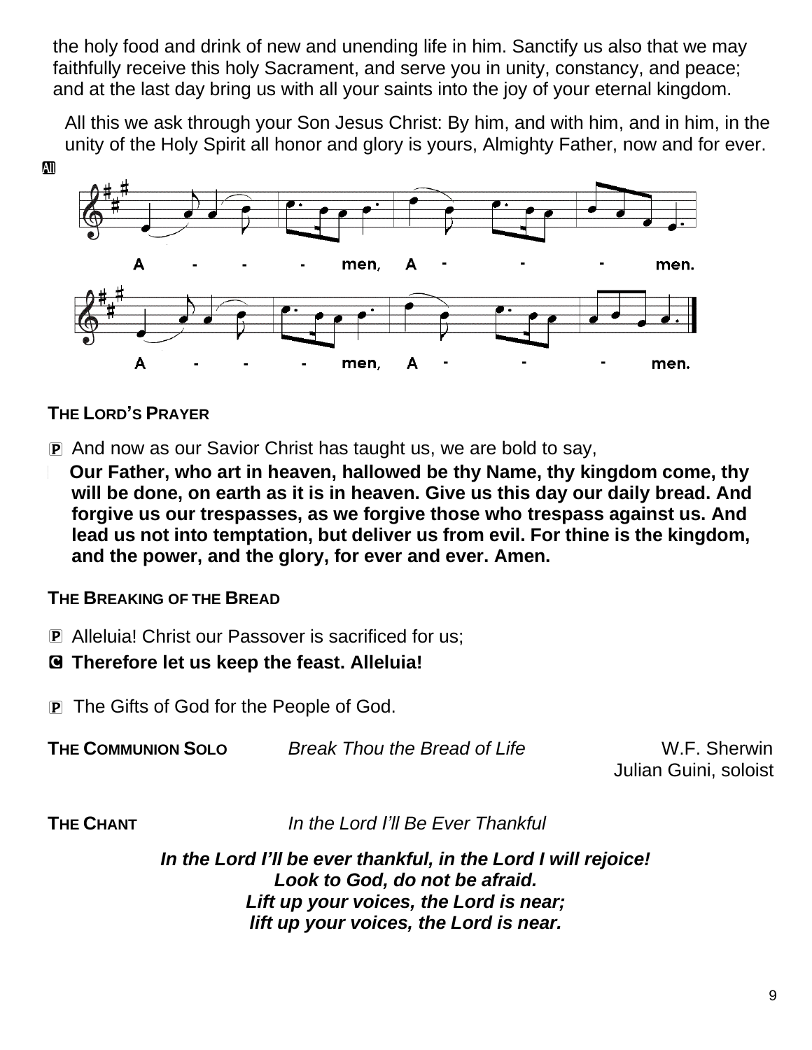the holy food and drink of new and unending life in him. Sanctify us also that we may faithfully receive this holy Sacrament, and serve you in unity, constancy, and peace; and at the last day bring us with all your saints into the joy of your eternal kingdom.

All this we ask through your Son Jesus Christ: By him, and with him, and in him, in the unity of the Holy Spirit all honor and glory is yours, Almighty Father, now and for ever.

**All**

A - - - men, A - - - men.

A - - - men, A - - - men.

**THE LORD'S PRAYER**

P And now as our Savior Christ has taught us, we are bold to say,

**Our Father, who art in heaven, hallowed be thy Name, thy kingdom come, thy will be done, on earth as it is in heaven. Give us this day our daily bread. And forgive us our trespasses, as we forgive those who trespass against us. And lead us not into temptation, but deliver us from evil. For thine is the kingdom, and the power, and the glory, for ever and ever. Amen.**

**THE BREAKING OF THE BREAD**

P Alleluia! Christ our Passover is sacrificed for us;

**C Therefore let us keep the feast. Alleluia!**

P The Gifts of God for the People of God.

**THE COMMUNION SOLO** *Break Thou the Bread of Life* W.F. Sherwin
Julian Guini, soloist

**THE CHANT** *In the Lord I'll Be Ever Thankful*

***In the Lord I'll be ever thankful, in the Lord I will rejoice!***
***Look to God, do not be afraid.***
***Lift up your voices, the Lord is near;***
***lift up your voices, the Lord is near.***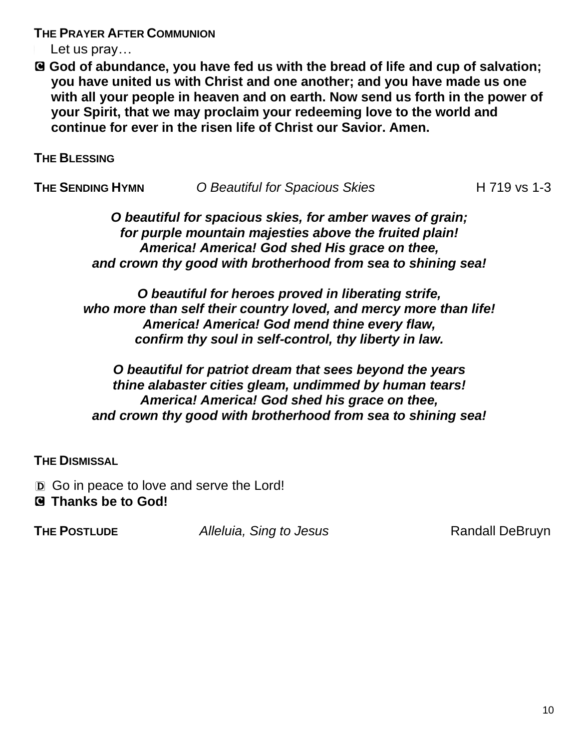**THE PRAYER AFTER COMMUNION**

Let us pray…

Ⓒ **God of abundance, you have fed us with the bread of life and cup of salvation; you have united us with Christ and one another; and you have made us one with all your people in heaven and on earth. Now send us forth in the power of your Spirit, that we may proclaim your redeeming love to the world and continue for ever in the risen life of Christ our Savior. Amen.**

**THE BLESSING**

**THE SENDING HYMN** *O Beautiful for Spacious Skies* H 719 vs 1-3

***O beautiful for spacious skies, for amber waves of grain;***
***for purple mountain majesties above the fruited plain!***
***America! America! God shed His grace on thee,***
***and crown thy good with brotherhood from sea to shining sea!***

***O beautiful for heroes proved in liberating strife,***
***who more than self their country loved, and mercy more than life!***
***America! America! God mend thine every flaw,***
***confirm thy soul in self-control, thy liberty in law.***

***O beautiful for patriot dream that sees beyond the years***
***thine alabaster cities gleam, undimmed by human tears!***
***America! America! God shed his grace on thee,***
***and crown thy good with brotherhood from sea to shining sea!***

**THE DISMISSAL**

Ⓓ Go in peace to love and serve the Lord!

Ⓒ **Thanks be to God!**

**THE POSTLUDE** *Alleluia, Sing to Jesus* Randall DeBruyn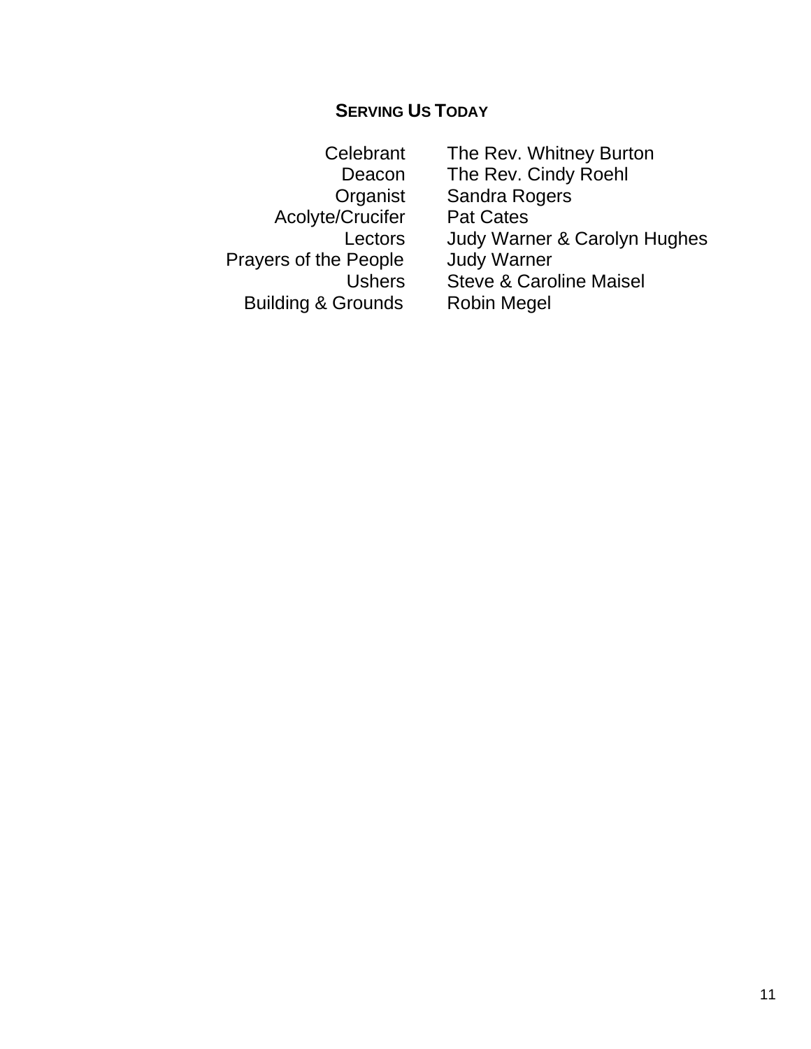## Serving Us Today

| | |
|---|---|
| Celebrant | The Rev. Whitney Burton |
| Deacon | The Rev. Cindy Roehl |
| Organist | Sandra Rogers |
| Acolyte/Crucifer | Pat Cates |
| Lectors | Judy Warner & Carolyn Hughes |
| Prayers of the People | Judy Warner |
| Ushers | Steve & Caroline Maisel |
| Building & Grounds | Robin Megel |